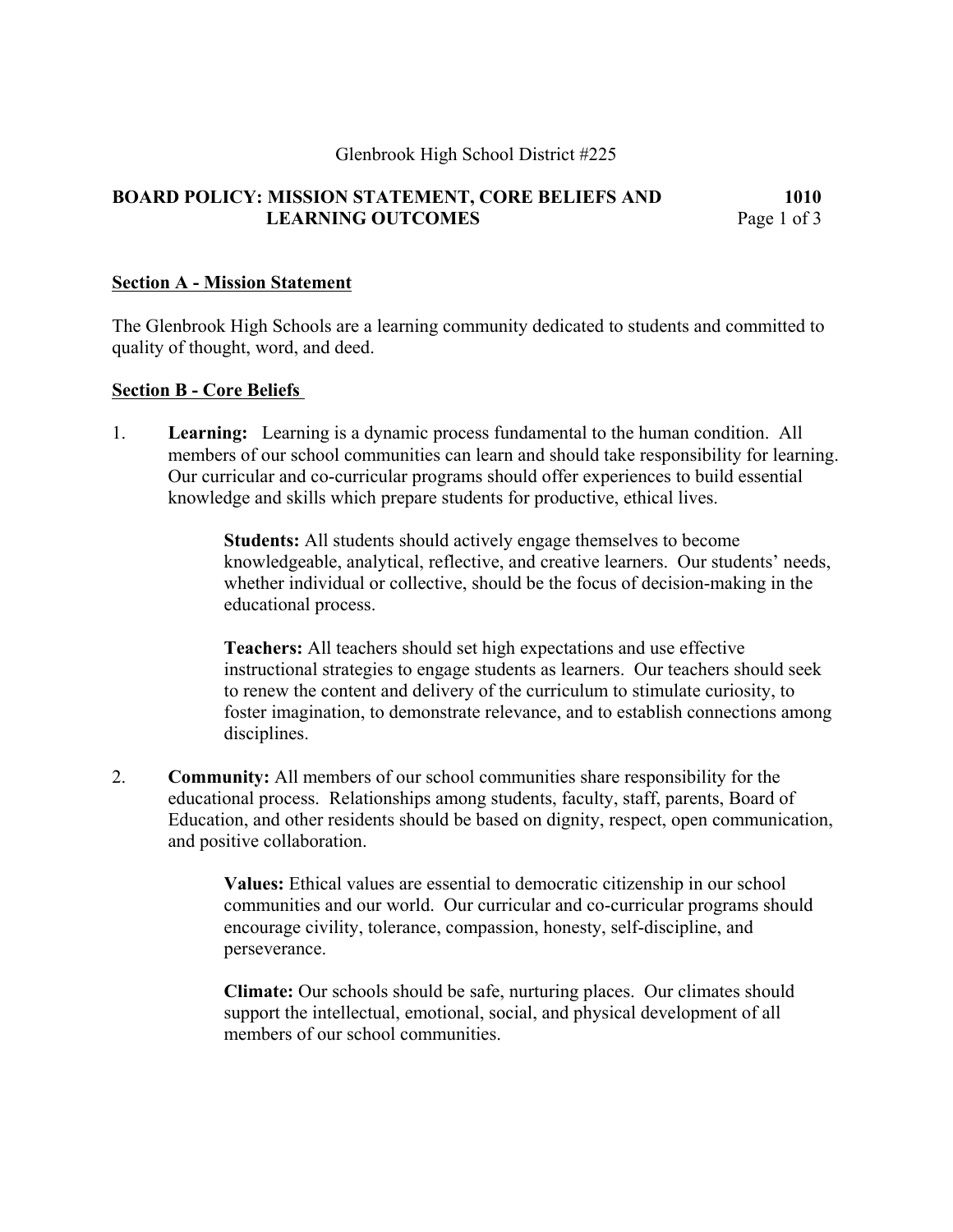Glenbrook High School District #225

# BOARD POLICY: MISSION STATEMENT, CORE BELIEFS AND LEARNING OUTCOMES

**1010**

## Section A - Mission Statement

The Glenbrook High Schools are a learning community dedicated to students and committed to quality of thought, word, and deed.

## Section B - Core Beliefs

1. **Learning:** Learning is a dynamic process fundamental to the human condition. All members of our school communities can learn and should take responsibility for learning. Our curricular and co-curricular programs should offer experiences to build essential knowledge and skills which prepare students for productive, ethical lives.

   **Students:** All students should actively engage themselves to become knowledgeable, analytical, reflective, and creative learners. Our students' needs, whether individual or collective, should be the focus of decision-making in the educational process.

   **Teachers:** All teachers should set high expectations and use effective instructional strategies to engage students as learners. Our teachers should seek to renew the content and delivery of the curriculum to stimulate curiosity, to foster imagination, to demonstrate relevance, and to establish connections among disciplines.

2. **Community:** All members of our school communities share responsibility for the educational process. Relationships among students, faculty, staff, parents, Board of Education, and other residents should be based on dignity, respect, open communication, and positive collaboration.

   **Values:** Ethical values are essential to democratic citizenship in our school communities and our world. Our curricular and co-curricular programs should encourage civility, tolerance, compassion, honesty, self-discipline, and perseverance.

   **Climate:** Our schools should be safe, nurturing places. Our climates should support the intellectual, emotional, social, and physical development of all members of our school communities.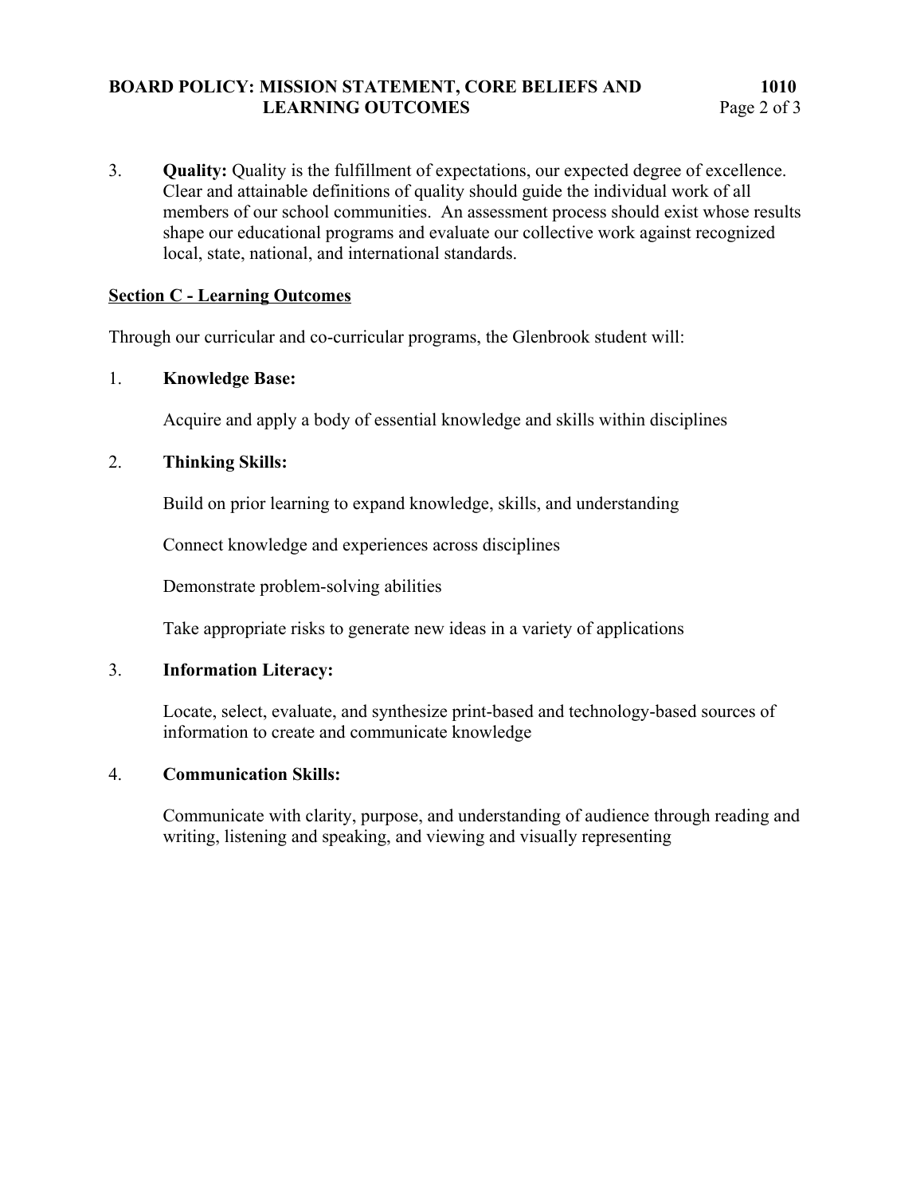3. **Quality:** Quality is the fulfillment of expectations, our expected degree of excellence. Clear and attainable definitions of quality should guide the individual work of all members of our school communities. An assessment process should exist whose results shape our educational programs and evaluate our collective work against recognized local, state, national, and international standards.

## Section C - Learning Outcomes

Through our curricular and co-curricular programs, the Glenbrook student will:

1. **Knowledge Base:**

   Acquire and apply a body of essential knowledge and skills within disciplines

2. **Thinking Skills:**

   Build on prior learning to expand knowledge, skills, and understanding

   Connect knowledge and experiences across disciplines

   Demonstrate problem-solving abilities

   Take appropriate risks to generate new ideas in a variety of applications

3. **Information Literacy:**

   Locate, select, evaluate, and synthesize print-based and technology-based sources of information to create and communicate knowledge

4. **Communication Skills:**

   Communicate with clarity, purpose, and understanding of audience through reading and writing, listening and speaking, and viewing and visually representing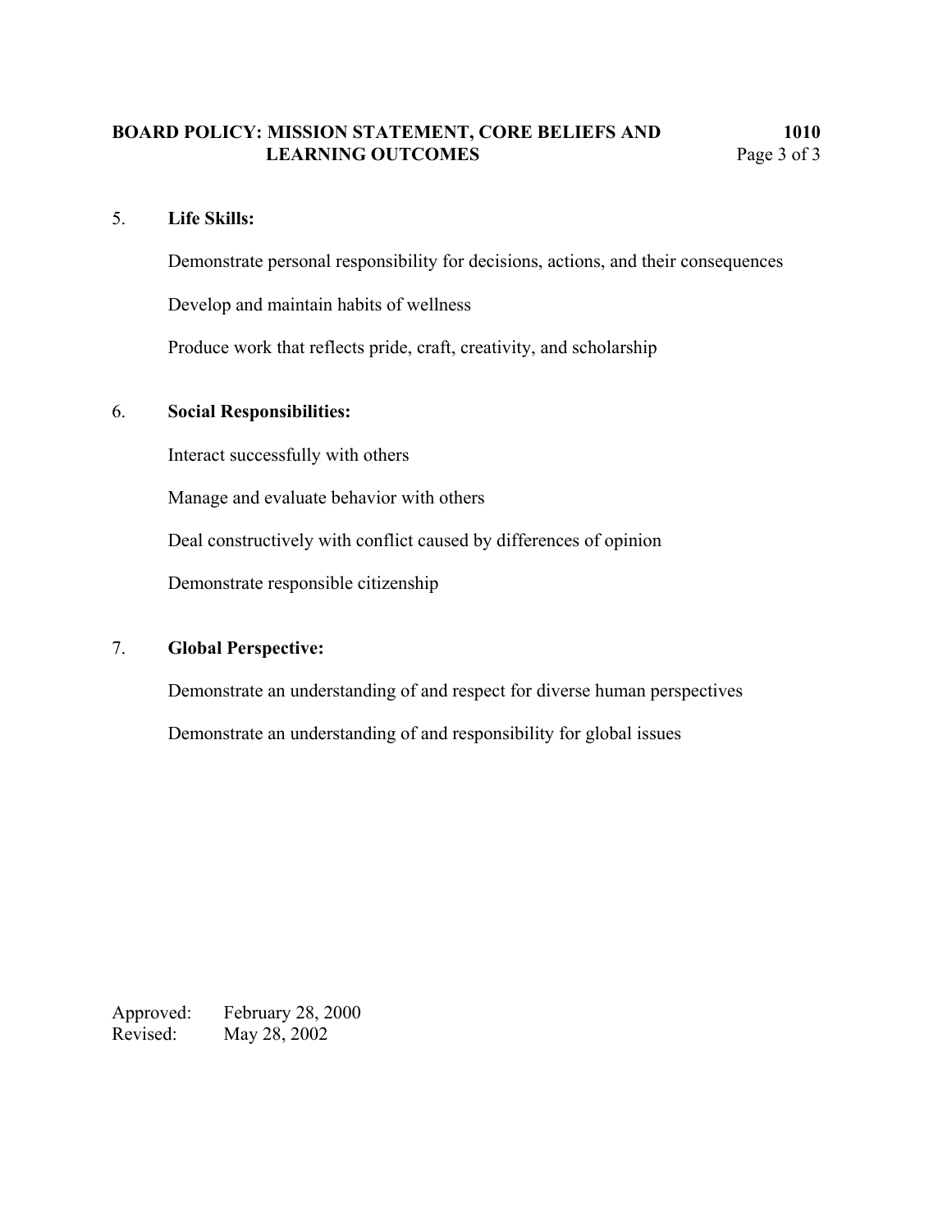5. **Life Skills:**

   Demonstrate personal responsibility for decisions, actions, and their consequences

   Develop and maintain habits of wellness

   Produce work that reflects pride, craft, creativity, and scholarship

6. **Social Responsibilities:**

   Interact successfully with others

   Manage and evaluate behavior with others

   Deal constructively with conflict caused by differences of opinion

   Demonstrate responsible citizenship

7. **Global Perspective:**

   Demonstrate an understanding of and respect for diverse human perspectives

   Demonstrate an understanding of and responsibility for global issues

Approved: February 28, 2000
Revised: May 28, 2002